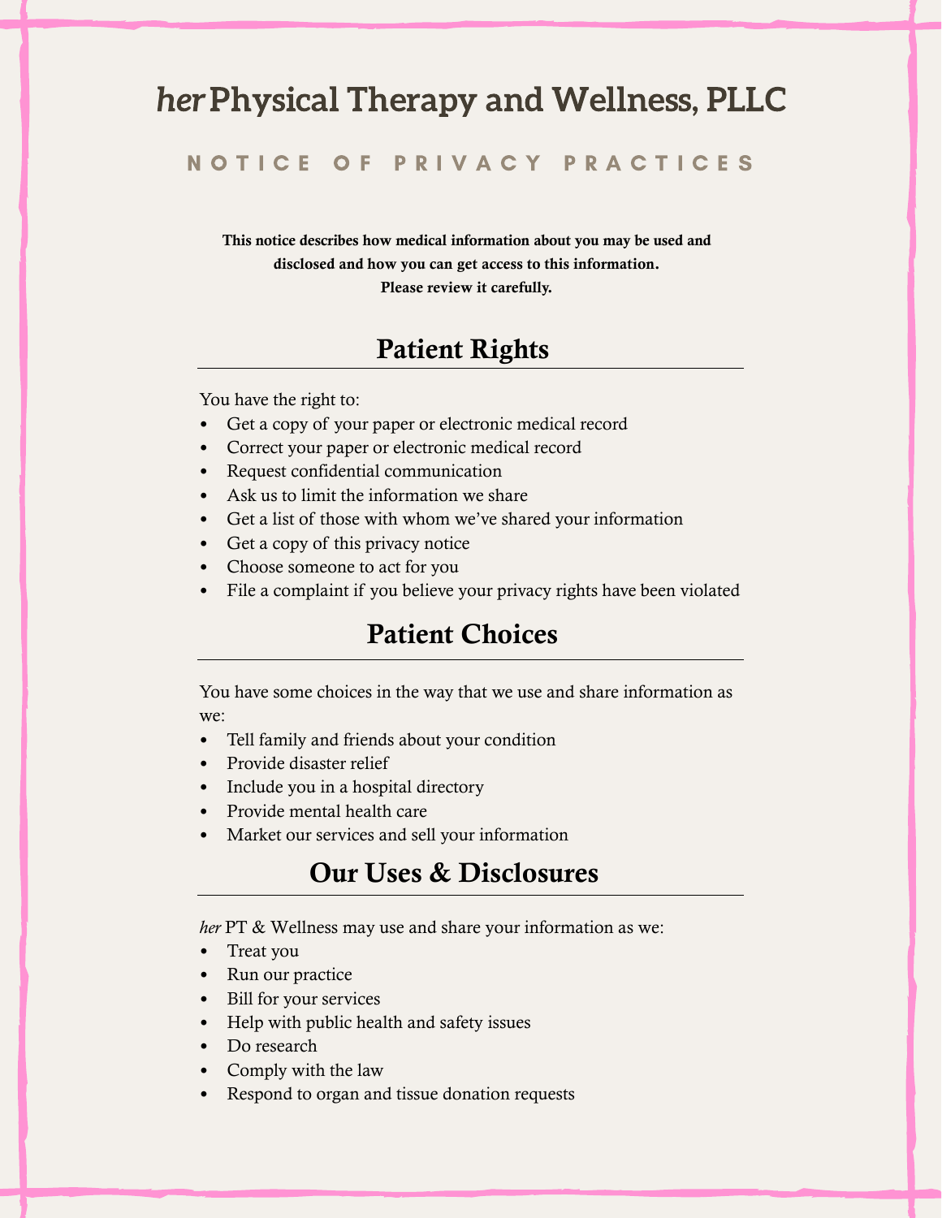# *her* Physical Therapy and Wellness, PLLC

## NOTICE OF PRIVACY PRACTICES

**This notice describes how medical information about you may be used and disclosed and how you can get access to this information. Please review it carefully.**

## Patient Rights

You have the right to:

- Get a copy of your paper or electronic medical record
- Correct your paper or electronic medical record
- Request confidential communication
- Ask us to limit the information we share
- Get a list of those with whom we've shared your information
- Get a copy of this privacy notice
- Choose someone to act for you
- File a complaint if you believe your privacy rights have been violated

## Patient Choices

You have some choices in the way that we use and share information as we:

- Tell family and friends about your condition
- Provide disaster relief
- Include you in a hospital directory
- Provide mental health care
- Market our services and sell your information

## Our Uses & Disclosures

*her* PT & Wellness may use and share your information as we:

- Treat you
- Run our practice
- Bill for your services
- Help with public health and safety issues
- Do research
- Comply with the law
- Respond to organ and tissue donation requests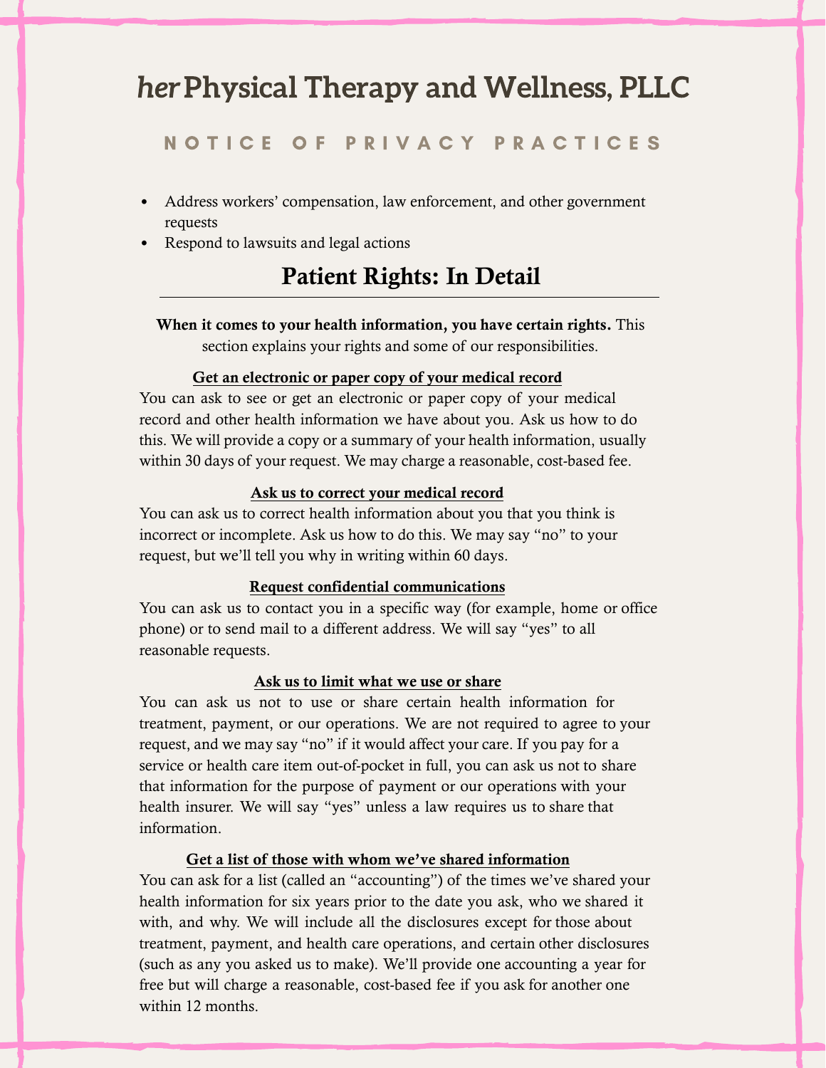- Address workers' compensation, law enforcement, and other government requests
- Respond to lawsuits and legal actions

## Patient Rights: In Detail

**When it comes to your health information, you have certain rights.** This section explains your rights and some of our responsibilities.

### Get an electronic or paper copy of your medical record

You can ask to see or get an electronic or paper copy of your medical record and other health information we have about you. Ask us how to do this. We will provide a copy or a summary of your health information, usually within 30 days of your request. We may charge a reasonable, cost-based fee.

### Ask us to correct your medical record

You can ask us to correct health information about you that you think is incorrect or incomplete. Ask us how to do this. We may say "no" to your request, but we'll tell you why in writing within 60 days.

### Request confidential communications

You can ask us to contact you in a specific way (for example, home or office phone) or to send mail to a different address. We will say "yes" to all reasonable requests.

### Ask us to limit what we use or share

You can ask us not to use or share certain health information for treatment, payment, or our operations. We are not required to agree to your request, and we may say "no" if it would affect your care. If you pay for a service or health care item out-of-pocket in full, you can ask us not to share that information for the purpose of payment or our operations with your health insurer. We will say "yes" unless a law requires us to share that information.

### Get a list of those with whom we've shared information

You can ask for a list (called an "accounting") of the times we've shared your health information for six years prior to the date you ask, who we shared it with, and why. We will include all the disclosures except for those about treatment, payment, and health care operations, and certain other disclosures (such as any you asked us to make). We'll provide one accounting a year for free but will charge a reasonable, cost-based fee if you ask for another one within 12 months.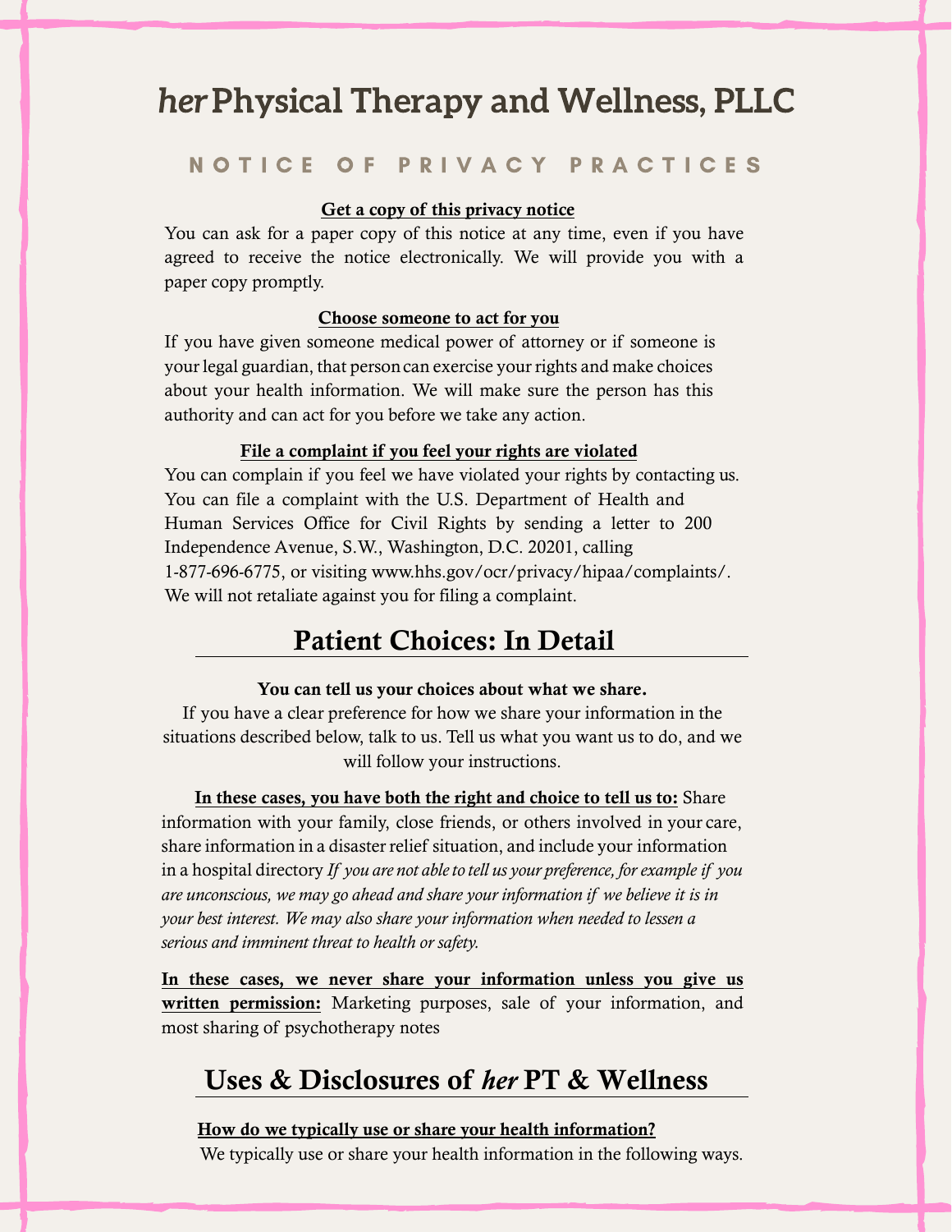# *her* Physical Therapy and Wellness, PLLC

## NOTICE OF PRIVACY PRACTICES

**Get a copy of this privacy notice**

You can ask for a paper copy of this notice at any time, even if you have agreed to receive the notice electronically. We will provide you with a paper copy promptly.

**Choose someone to act for you**

If you have given someone medical power of attorney or if someone is your legal guardian, that person can exercise your rights and make choices about your health information. We will make sure the person has this authority and can act for you before we take any action.

**File a complaint if you feel your rights are violated**

You can complain if you feel we have violated your rights by contacting us. You can file a complaint with the U.S. Department of Health and Human Services Office for Civil Rights by sending a letter to 200 Independence Avenue, S.W., Washington, D.C. 20201, calling 1-877-696-6775, or visiting www.hhs.gov/ocr/privacy/hipaa/complaints/. We will not retaliate against you for filing a complaint.

## Patient Choices: In Detail

**You can tell us your choices about what we share.**

If you have a clear preference for how we share your information in the situations described below, talk to us. Tell us what you want us to do, and we will follow your instructions.

**In these cases, you have both the right and choice to tell us to:** Share information with your family, close friends, or others involved in your care, share information in a disaster relief situation, and include your information in a hospital directory *If you are not able to tell us your preference, for example if you are unconscious, we may go ahead and share your information if we believe it is in your best interest. We may also share your information when needed to lessen a serious and imminent threat to health or safety.*

**In these cases, we never share your information unless you give us written permission:** Marketing purposes, sale of your information, and most sharing of psychotherapy notes

## Uses & Disclosures of *her* PT & Wellness

**How do we typically use or share your health information?**

We typically use or share your health information in the following ways.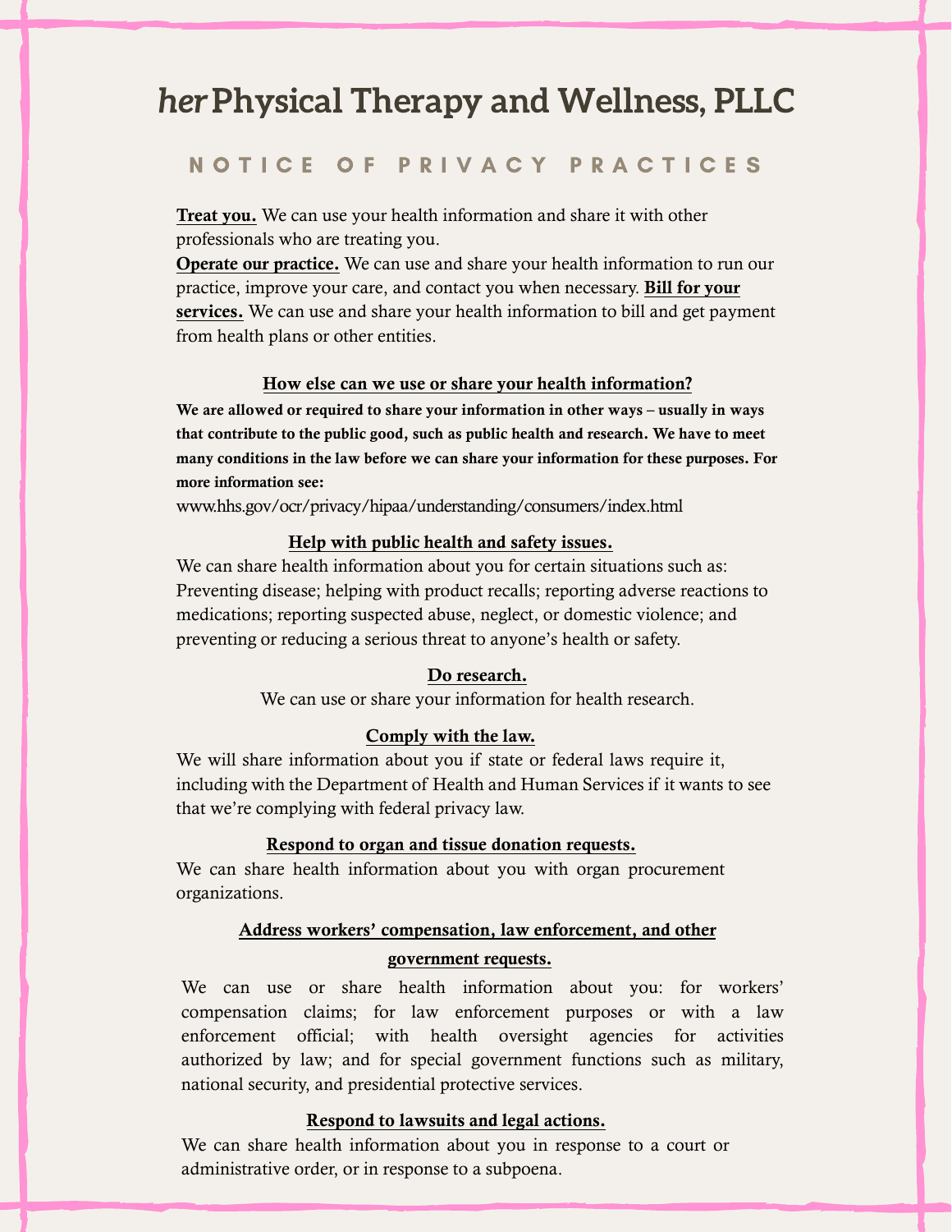# *her* Physical Therapy and Wellness, PLLC

## NOTICE OF PRIVACY PRACTICES

**Treat you.** We can use your health information and share it with other professionals who are treating you.

**Operate our practice.** We can use and share your health information to run our practice, improve your care, and contact you when necessary. **Bill for your services.** We can use and share your health information to bill and get payment from health plans or other entities.

### How else can we use or share your health information?

**We are allowed or required to share your information in other ways – usually in ways that contribute to the public good, such as public health and research. We have to meet many conditions in the law before we can share your information for these purposes. For more information see:**

www.hhs.gov/ocr/privacy/hipaa/understanding/consumers/index.html

### Help with public health and safety issues.

We can share health information about you for certain situations such as: Preventing disease; helping with product recalls; reporting adverse reactions to medications; reporting suspected abuse, neglect, or domestic violence; and preventing or reducing a serious threat to anyone's health or safety.

### Do research.

We can use or share your information for health research.

### Comply with the law.

We will share information about you if state or federal laws require it, including with the Department of Health and Human Services if it wants to see that we're complying with federal privacy law.

### Respond to organ and tissue donation requests.

We can share health information about you with organ procurement organizations.

### Address workers' compensation, law enforcement, and other government requests.

We can use or share health information about you: for workers' compensation claims; for law enforcement purposes or with a law enforcement official; with health oversight agencies for activities authorized by law; and for special government functions such as military, national security, and presidential protective services.

### Respond to lawsuits and legal actions.

We can share health information about you in response to a court or administrative order, or in response to a subpoena.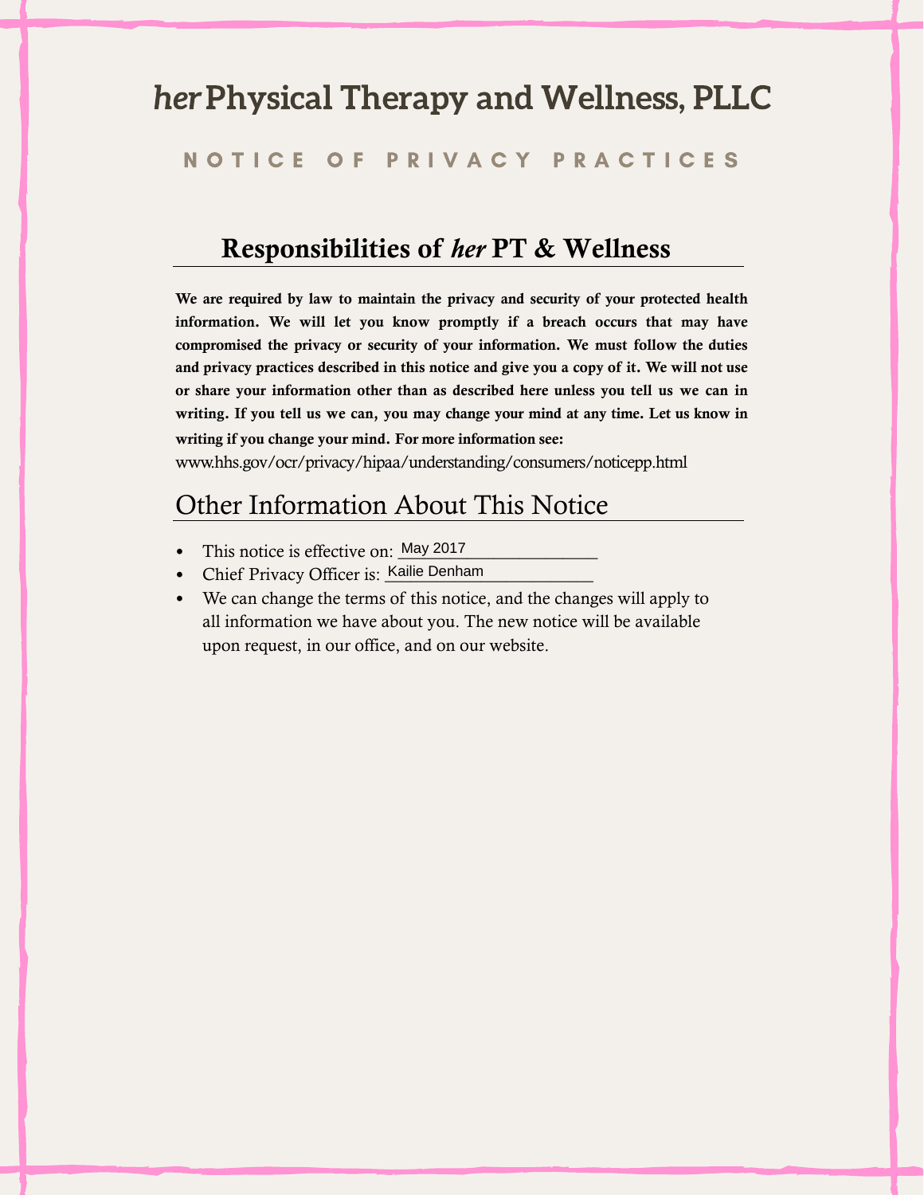# *her* Physical Therapy and Wellness, PLLC

## NOTICE OF PRIVACY PRACTICES

## Responsibilities of *her* PT & Wellness

**We are required by law to maintain the privacy and security of your protected health information. We will let you know promptly if a breach occurs that may have compromised the privacy or security of your information. We must follow the duties and privacy practices described in this notice and give you a copy of it. We will not use or share your information other than as described here unless you tell us we can in writing. If you tell us we can, you may change your mind at any time. Let us know in writing if you change your mind. For more information see:**
www.hhs.gov/ocr/privacy/hipaa/understanding/consumers/noticepp.html

## Other Information About This Notice

- This notice is effective on: May 2017
- Chief Privacy Officer is: Kailie Denham
- We can change the terms of this notice, and the changes will apply to all information we have about you. The new notice will be available upon request, in our office, and on our website.